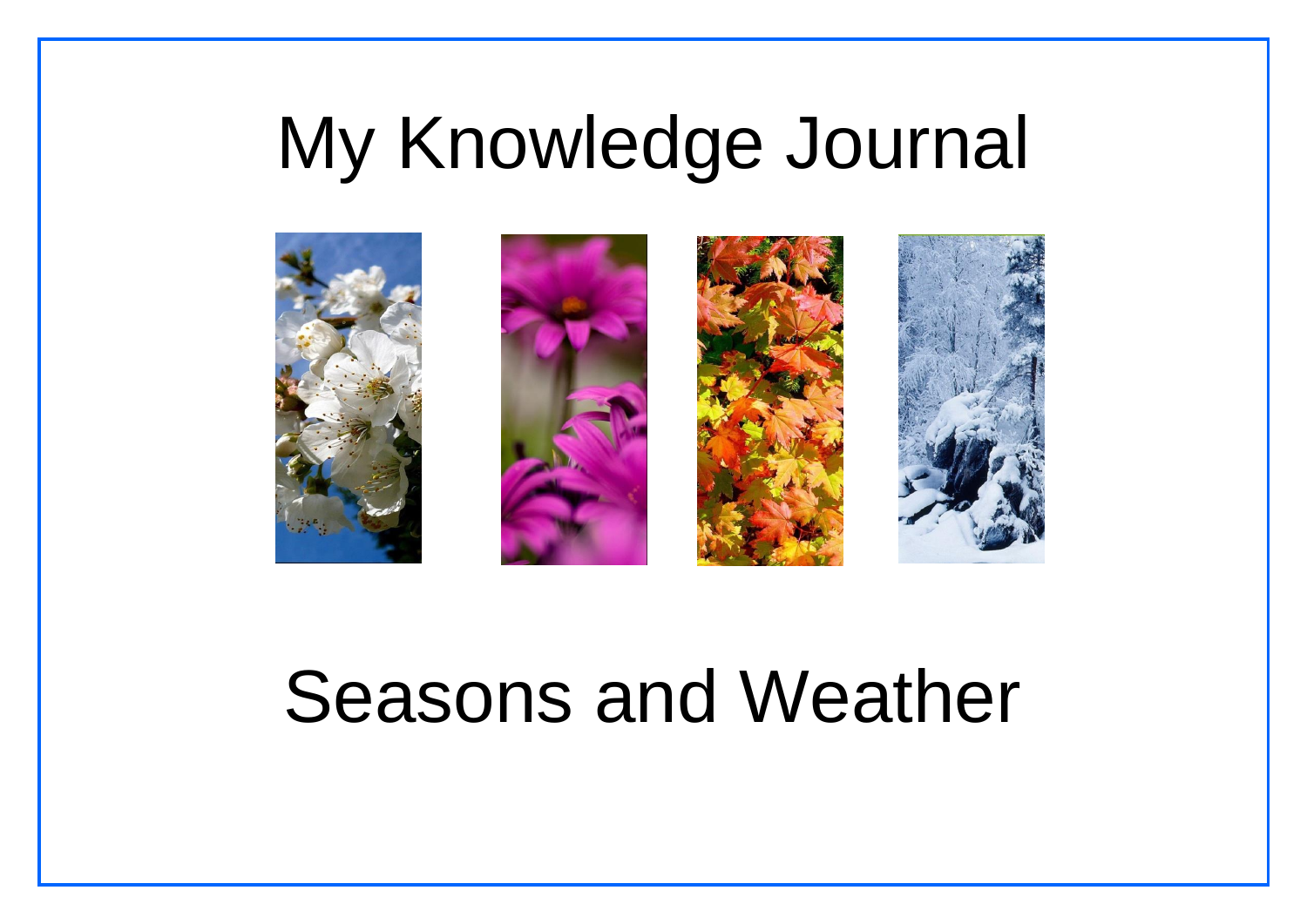# My Knowledge Journal

# Seasons and Weather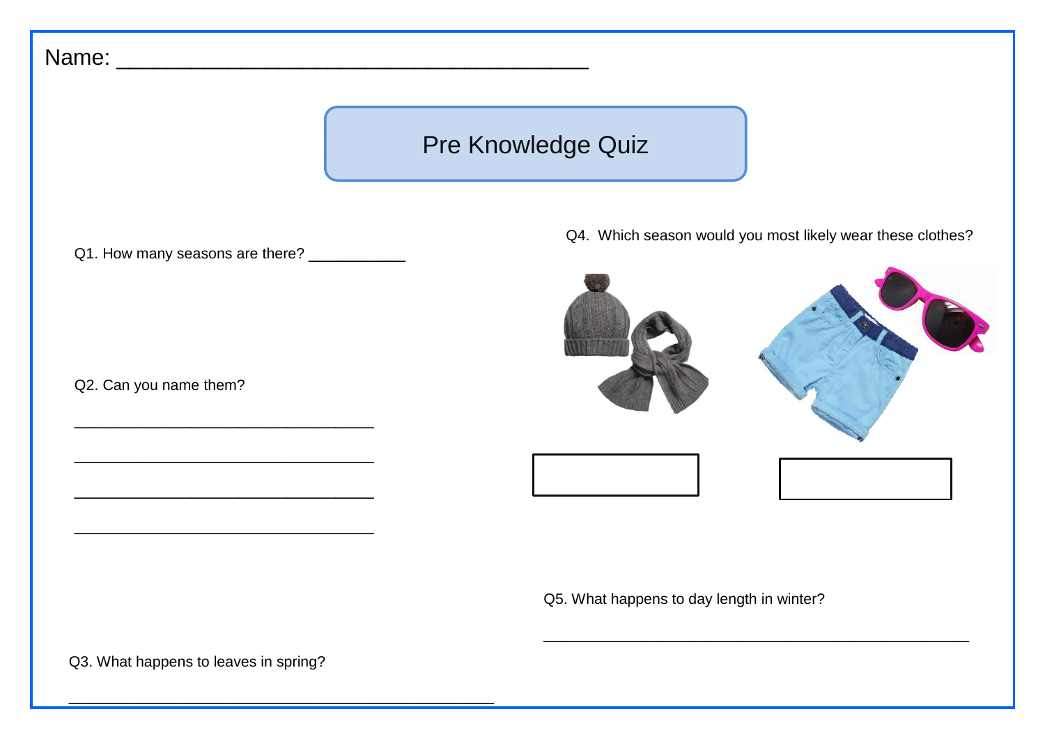Name: ______________________________________

# Pre Knowledge Quiz

Q1. How many seasons are there? ___________

Q2. Can you name them?

___________________________________

___________________________________

___________________________________

___________________________________

Q3. What happens to leaves in spring?

__________________________________________________

Q4. Which season would you most likely wear these clothes?

Q5. What happens to day length in winter?

__________________________________________________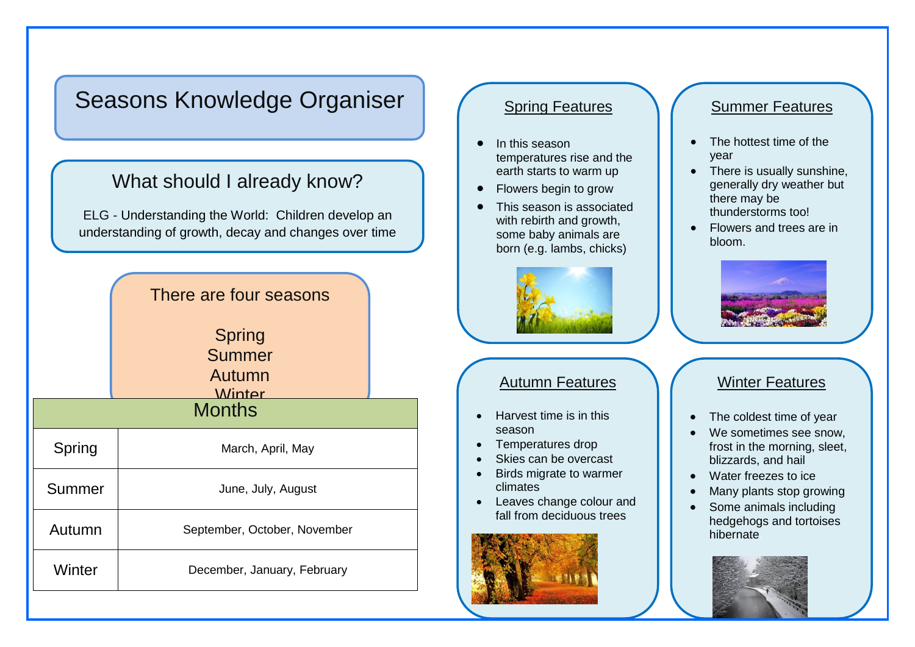# Seasons Knowledge Organiser

## What should I already know?

ELG - Understanding the World: Children develop an understanding of growth, decay and changes over time

There are four seasons

Spring
Summer
Autumn
Winter

| Months | |
|---|---|
| Spring | March, April, May |
| Summer | June, July, August |
| Autumn | September, October, November |
| Winter | December, January, February |

## Spring Features

- In this season temperatures rise and the earth starts to warm up
- Flowers begin to grow
- This season is associated with rebirth and growth, some baby animals are born (e.g. lambs, chicks)

## Summer Features

- The hottest time of the year
- There is usually sunshine, generally dry weather but there may be thunderstorms too!
- Flowers and trees are in bloom.

## Autumn Features

- Harvest time is in this season
- Temperatures drop
- Skies can be overcast
- Birds migrate to warmer climates
- Leaves change colour and fall from deciduous trees

## Winter Features

- The coldest time of year
- We sometimes see snow, frost in the morning, sleet, blizzards, and hail
- Water freezes to ice
- Many plants stop growing
- Some animals including hedgehogs and tortoises hibernate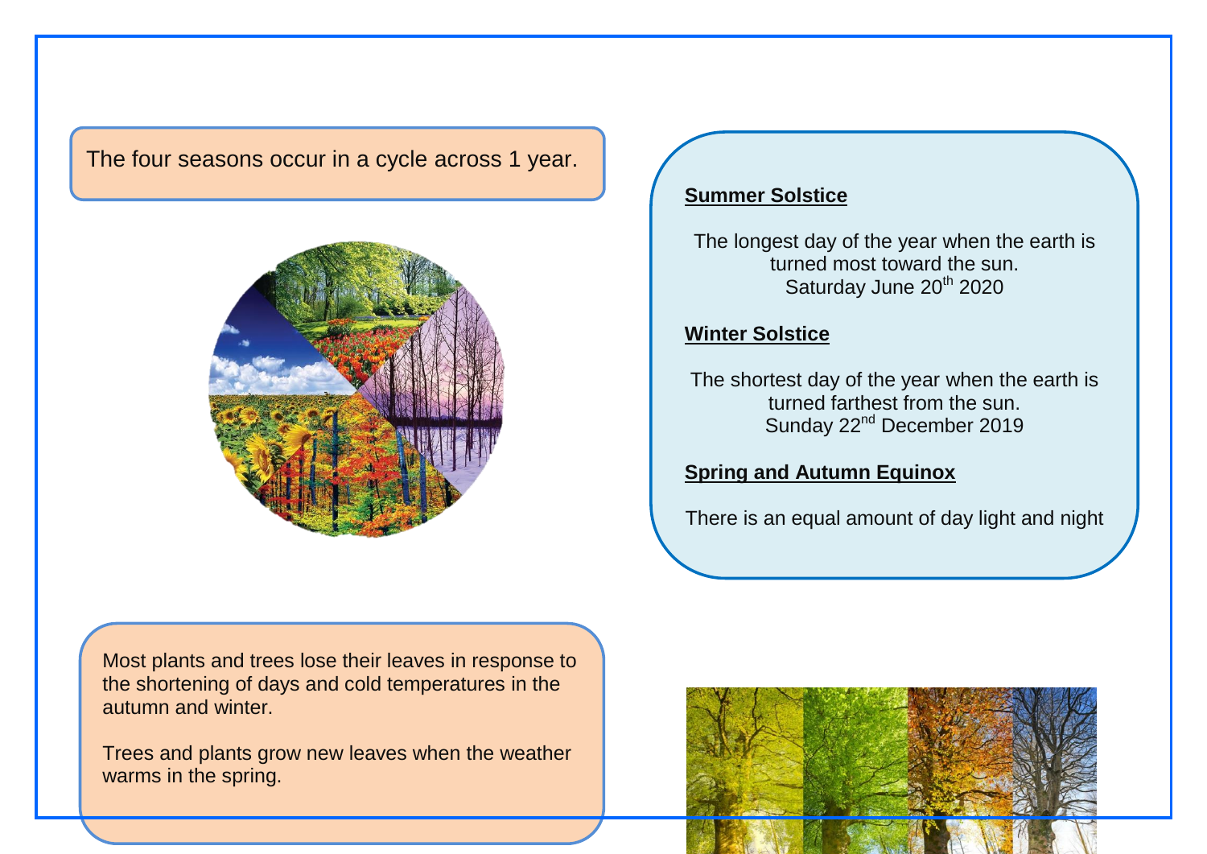The four seasons occur in a cycle across 1 year.

**Summer Solstice**

The longest day of the year when the earth is turned most toward the sun.
Saturday June 20th 2020

**Winter Solstice**

The shortest day of the year when the earth is turned farthest from the sun.
Sunday 22nd December 2019

**Spring and Autumn Equinox**

There is an equal amount of day light and night

Most plants and trees lose their leaves in response to the shortening of days and cold temperatures in the autumn and winter.

Trees and plants grow new leaves when the weather warms in the spring.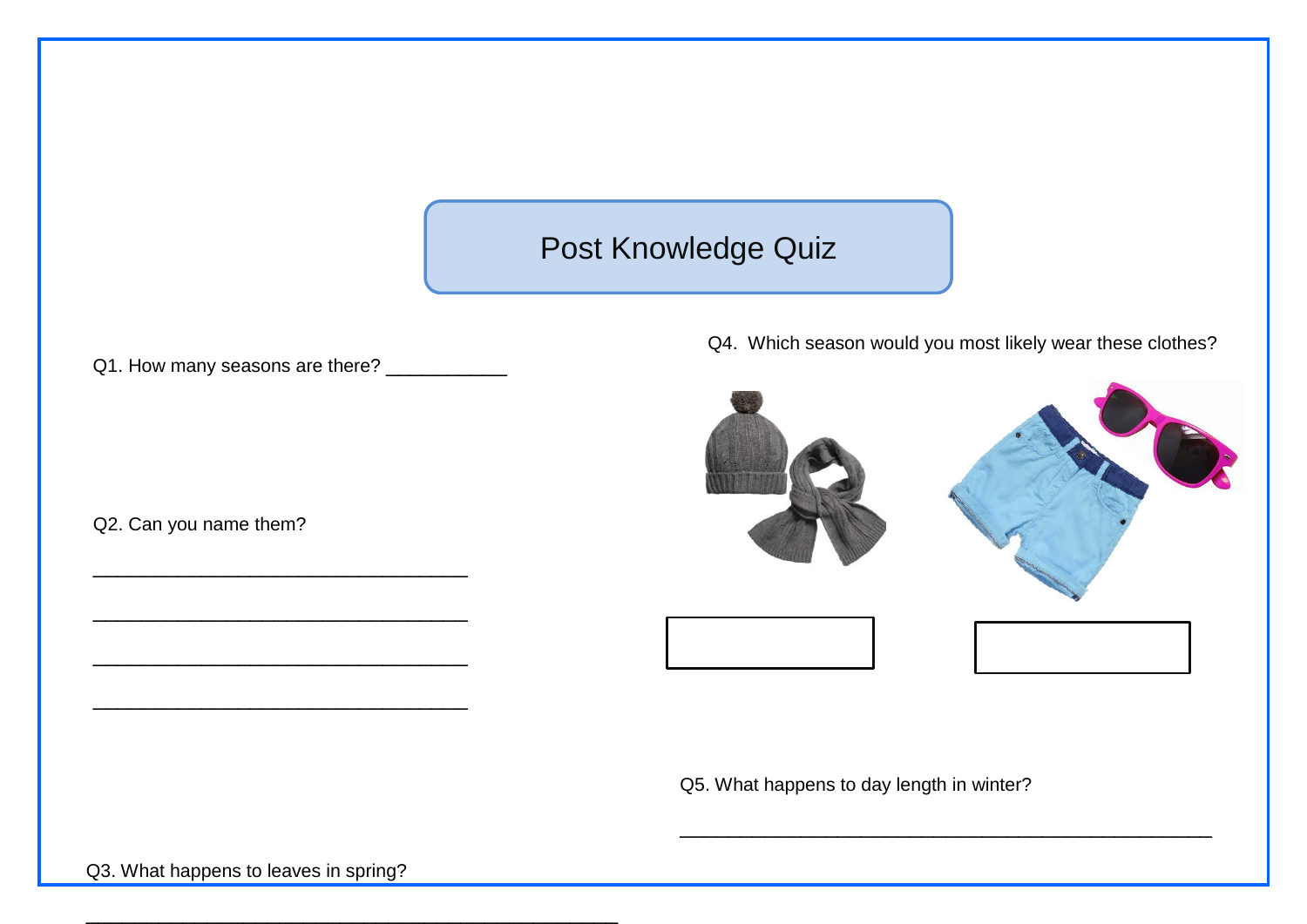# Post Knowledge Quiz

Q1. How many seasons are there? ___________

Q2. Can you name them?

___________________________________

___________________________________

___________________________________

___________________________________

Q3. What happens to leaves in spring?

__________________________________________________

Q4. Which season would you most likely wear these clothes?

Q5. What happens to day length in winter?

__________________________________________________